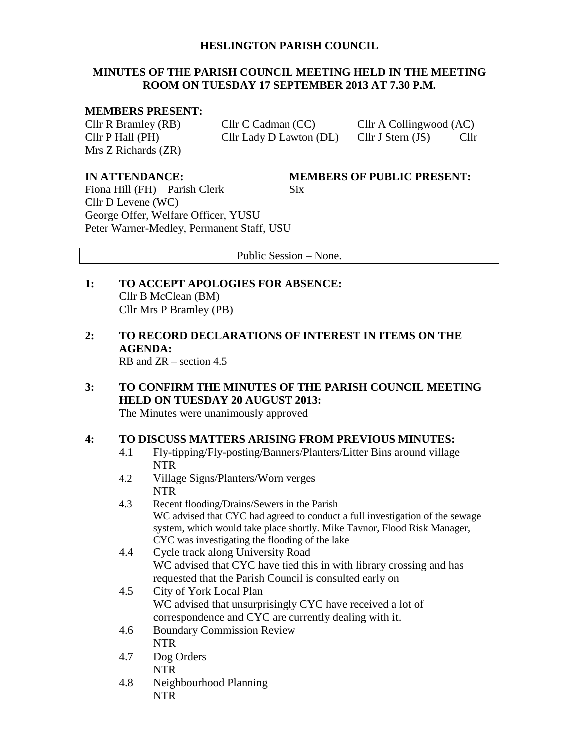# HESLINGTON PARISH COUNCIL

## MINUTES OF THE PARISH COUNCIL MEETING HELD IN THE MEETING ROOM ON TUESDAY 17 SEPTEMBER 2013 AT 7.30 P.M.

**MEMBERS PRESENT:**

Cllr R Bramley (RB) Cllr C Cadman (CC) Cllr A Collingwood (AC)
Cllr P Hall (PH) Cllr Lady D Lawton (DL) Cllr J Stern (JS) Cllr Mrs Z Richards (ZR)

**IN ATTENDANCE:**

Fiona Hill (FH) – Parish Clerk
Cllr D Levene (WC)
George Offer, Welfare Officer, YUSU
Peter Warner-Medley, Permanent Staff, USU

**MEMBERS OF PUBLIC PRESENT:**

Six

Public Session – None.

**1: TO ACCEPT APOLOGIES FOR ABSENCE:**

Cllr B McClean (BM)
Cllr Mrs P Bramley (PB)

**2: TO RECORD DECLARATIONS OF INTEREST IN ITEMS ON THE AGENDA:**

RB and ZR – section 4.5

**3: TO CONFIRM THE MINUTES OF THE PARISH COUNCIL MEETING HELD ON TUESDAY 20 AUGUST 2013:**

The Minutes were unanimously approved

**4: TO DISCUSS MATTERS ARISING FROM PREVIOUS MINUTES:**

4.1 Fly-tipping/Fly-posting/Banners/Planters/Litter Bins around village
NTR

4.2 Village Signs/Planters/Worn verges
NTR

4.3 Recent flooding/Drains/Sewers in the Parish
WC advised that CYC had agreed to conduct a full investigation of the sewage system, which would take place shortly. Mike Tavnor, Flood Risk Manager, CYC was investigating the flooding of the lake

4.4 Cycle track along University Road
WC advised that CYC have tied this in with library crossing and has requested that the Parish Council is consulted early on

4.5 City of York Local Plan
WC advised that unsurprisingly CYC have received a lot of correspondence and CYC are currently dealing with it.

4.6 Boundary Commission Review
NTR

4.7 Dog Orders
NTR

4.8 Neighbourhood Planning
NTR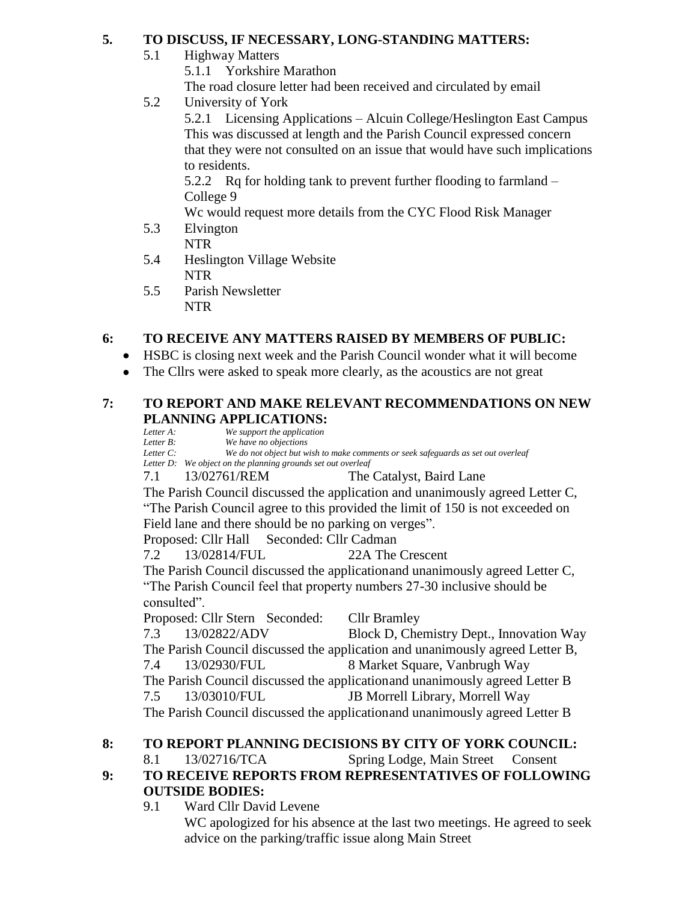## 5. TO DISCUSS, IF NECESSARY, LONG-STANDING MATTERS:

5.1 Highway Matters

5.1.1 Yorkshire Marathon

The road closure letter had been received and circulated by email

5.2 University of York

5.2.1 Licensing Applications – Alcuin College/Heslington East Campus

This was discussed at length and the Parish Council expressed concern that they were not consulted on an issue that would have such implications to residents.

5.2.2 Rq for holding tank to prevent further flooding to farmland – College 9

Wc would request more details from the CYC Flood Risk Manager

5.3 Elvington

NTR

5.4 Heslington Village Website

NTR

5.5 Parish Newsletter

NTR

## 6: TO RECEIVE ANY MATTERS RAISED BY MEMBERS OF PUBLIC:

- HSBC is closing next week and the Parish Council wonder what it will become
- The Cllrs were asked to speak more clearly, as the acoustics are not great

## 7: TO REPORT AND MAKE RELEVANT RECOMMENDATIONS ON NEW PLANNING APPLICATIONS:

*Letter A: We support the application*
*Letter B: We have no objections*
*Letter C: We do not object but wish to make comments or seek safeguards as set out overleaf*
*Letter D: We object on the planning grounds set out overleaf*

7.1 13/02761/REM The Catalyst, Baird Lane

The Parish Council discussed the application and unanimously agreed Letter C, "The Parish Council agree to this provided the limit of 150 is not exceeded on Field lane and there should be no parking on verges".

Proposed: Cllr Hall Seconded: Cllr Cadman

7.2 13/02814/FUL 22A The Crescent

The Parish Council discussed the applicationand unanimously agreed Letter C, "The Parish Council feel that property numbers 27-30 inclusive should be consulted".

Proposed: Cllr Stern Seconded: Cllr Bramley

7.3 13/02822/ADV Block D, Chemistry Dept., Innovation Way

The Parish Council discussed the application and unanimously agreed Letter B,

7.4 13/02930/FUL 8 Market Square, Vanbrugh Way

The Parish Council discussed the applicationand unanimously agreed Letter B

7.5 13/03010/FUL JB Morrell Library, Morrell Way

The Parish Council discussed the applicationand unanimously agreed Letter B

## 8: TO REPORT PLANNING DECISIONS BY CITY OF YORK COUNCIL:

8.1 13/02716/TCA Spring Lodge, Main Street Consent

## 9: TO RECEIVE REPORTS FROM REPRESENTATIVES OF FOLLOWING OUTSIDE BODIES:

9.1 Ward Cllr David Levene

WC apologized for his absence at the last two meetings. He agreed to seek advice on the parking/traffic issue along Main Street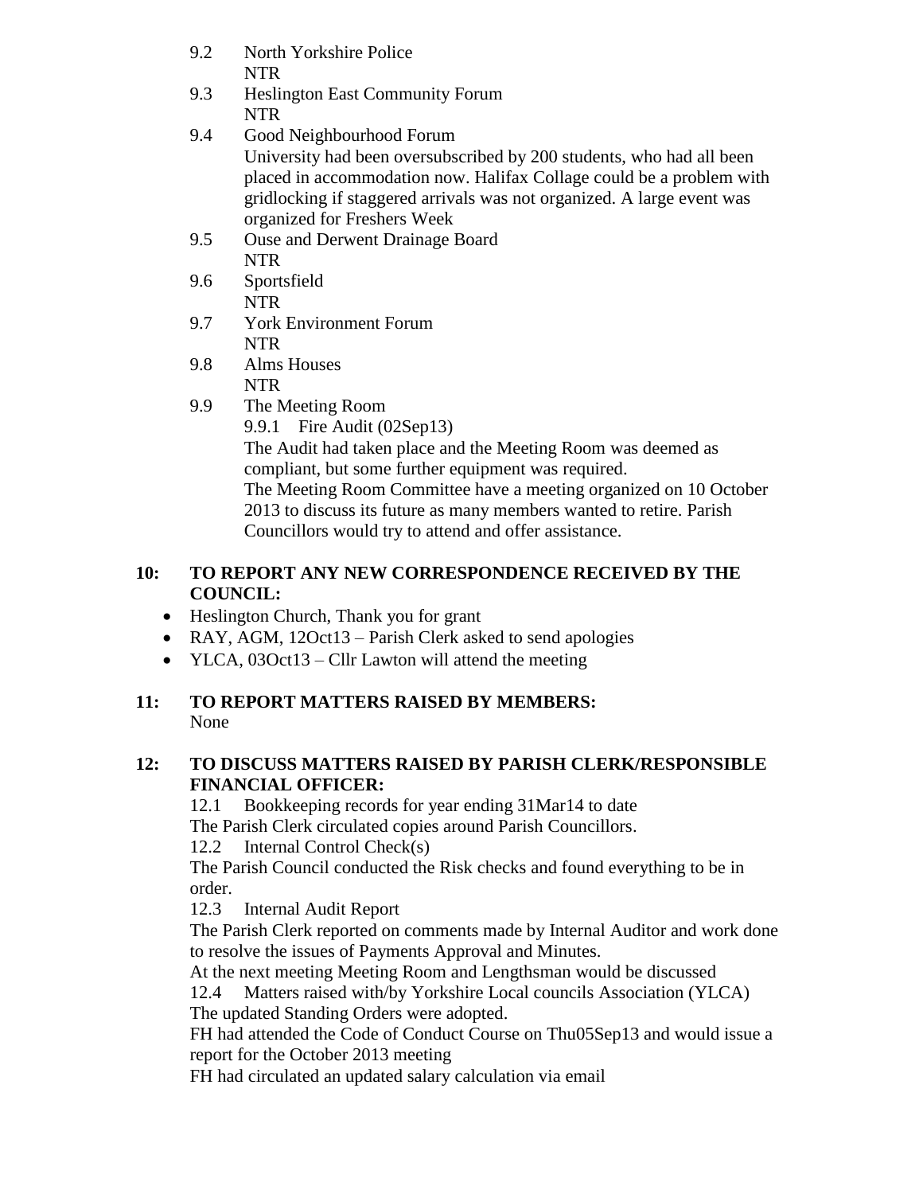9.2 North Yorkshire Police
NTR

9.3 Heslington East Community Forum
NTR

9.4 Good Neighbourhood Forum
University had been oversubscribed by 200 students, who had all been placed in accommodation now. Halifax Collage could be a problem with gridlocking if staggered arrivals was not organized. A large event was organized for Freshers Week

9.5 Ouse and Derwent Drainage Board
NTR

9.6 Sportsfield
NTR

9.7 York Environment Forum
NTR

9.8 Alms Houses
NTR

9.9 The Meeting Room
9.9.1 Fire Audit (02Sep13)
The Audit had taken place and the Meeting Room was deemed as compliant, but some further equipment was required.
The Meeting Room Committee have a meeting organized on 10 October 2013 to discuss its future as many members wanted to retire. Parish Councillors would try to attend and offer assistance.

## 10: TO REPORT ANY NEW CORRESPONDENCE RECEIVED BY THE COUNCIL:

- Heslington Church, Thank you for grant
- RAY, AGM, 12Oct13 – Parish Clerk asked to send apologies
- YLCA, 03Oct13 – Cllr Lawton will attend the meeting

## 11: TO REPORT MATTERS RAISED BY MEMBERS:

None

## 12: TO DISCUSS MATTERS RAISED BY PARISH CLERK/RESPONSIBLE FINANCIAL OFFICER:

12.1 Bookkeeping records for year ending 31Mar14 to date
The Parish Clerk circulated copies around Parish Councillors.

12.2 Internal Control Check(s)
The Parish Council conducted the Risk checks and found everything to be in order.

12.3 Internal Audit Report
The Parish Clerk reported on comments made by Internal Auditor and work done to resolve the issues of Payments Approval and Minutes.
At the next meeting Meeting Room and Lengthsman would be discussed

12.4 Matters raised with/by Yorkshire Local councils Association (YLCA)
The updated Standing Orders were adopted.
FH had attended the Code of Conduct Course on Thu05Sep13 and would issue a report for the October 2013 meeting
FH had circulated an updated salary calculation via email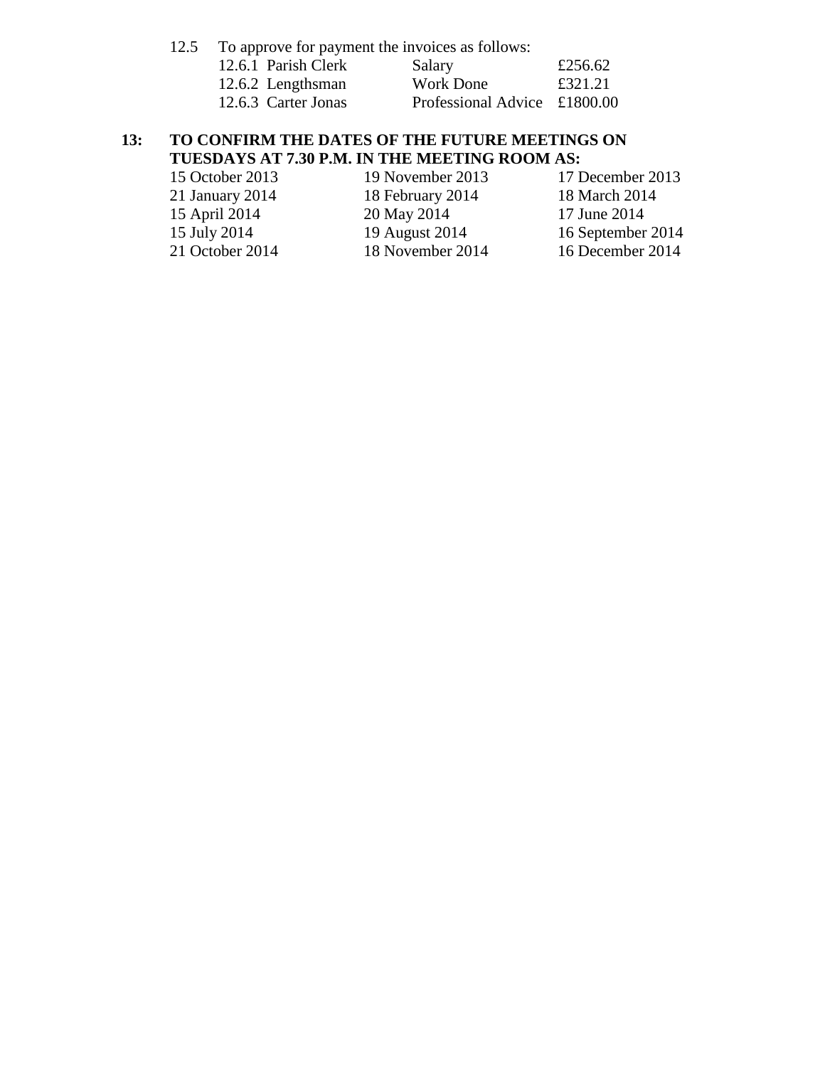12.5 To approve for payment the invoices as follows:

| | | |
|---|---|---|
| 12.6.1 Parish Clerk | Salary | £256.62 |
| 12.6.2 Lengthsman | Work Done | £321.21 |
| 12.6.3 Carter Jonas | Professional Advice | £1800.00 |

**13: TO CONFIRM THE DATES OF THE FUTURE MEETINGS ON TUESDAYS AT 7.30 P.M. IN THE MEETING ROOM AS:**

| | | |
|---|---|---|
| 15 October 2013 | 19 November 2013 | 17 December 2013 |
| 21 January 2014 | 18 February 2014 | 18 March 2014 |
| 15 April 2014 | 20 May 2014 | 17 June 2014 |
| 15 July 2014 | 19 August 2014 | 16 September 2014 |
| 21 October 2014 | 18 November 2014 | 16 December 2014 |